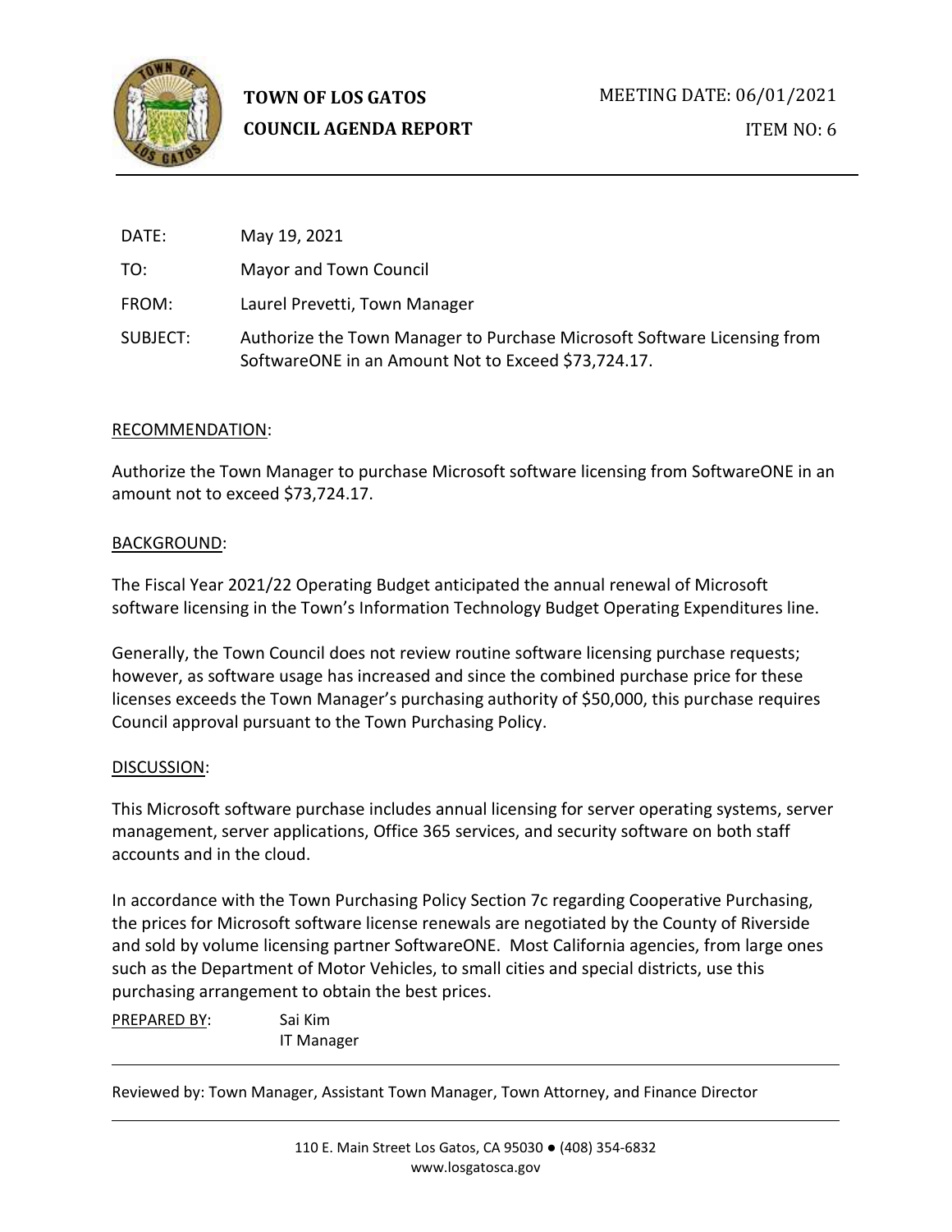# TOWN OF LOS GATOS
## COUNCIL AGENDA REPORT

MEETING DATE: 06/01/2021

ITEM NO: 6

| | |
|---|---|
| DATE: | May 19, 2021 |
| TO: | Mayor and Town Council |
| FROM: | Laurel Prevetti, Town Manager |
| SUBJECT: | Authorize the Town Manager to Purchase Microsoft Software Licensing from SoftwareONE in an Amount Not to Exceed $73,724.17. |

RECOMMENDATION:

Authorize the Town Manager to purchase Microsoft software licensing from SoftwareONE in an amount not to exceed $73,724.17.

BACKGROUND:

The Fiscal Year 2021/22 Operating Budget anticipated the annual renewal of Microsoft software licensing in the Town's Information Technology Budget Operating Expenditures line.

Generally, the Town Council does not review routine software licensing purchase requests; however, as software usage has increased and since the combined purchase price for these licenses exceeds the Town Manager's purchasing authority of $50,000, this purchase requires Council approval pursuant to the Town Purchasing Policy.

DISCUSSION:

This Microsoft software purchase includes annual licensing for server operating systems, server management, server applications, Office 365 services, and security software on both staff accounts and in the cloud.

In accordance with the Town Purchasing Policy Section 7c regarding Cooperative Purchasing, the prices for Microsoft software license renewals are negotiated by the County of Riverside and sold by volume licensing partner SoftwareONE. Most California agencies, from large ones such as the Department of Motor Vehicles, to small cities and special districts, use this purchasing arrangement to obtain the best prices.

PREPARED BY: Sai Kim
IT Manager

Reviewed by: Town Manager, Assistant Town Manager, Town Attorney, and Finance Director

110 E. Main Street Los Gatos, CA 95030 ● (408) 354-6832
www.losgatosca.gov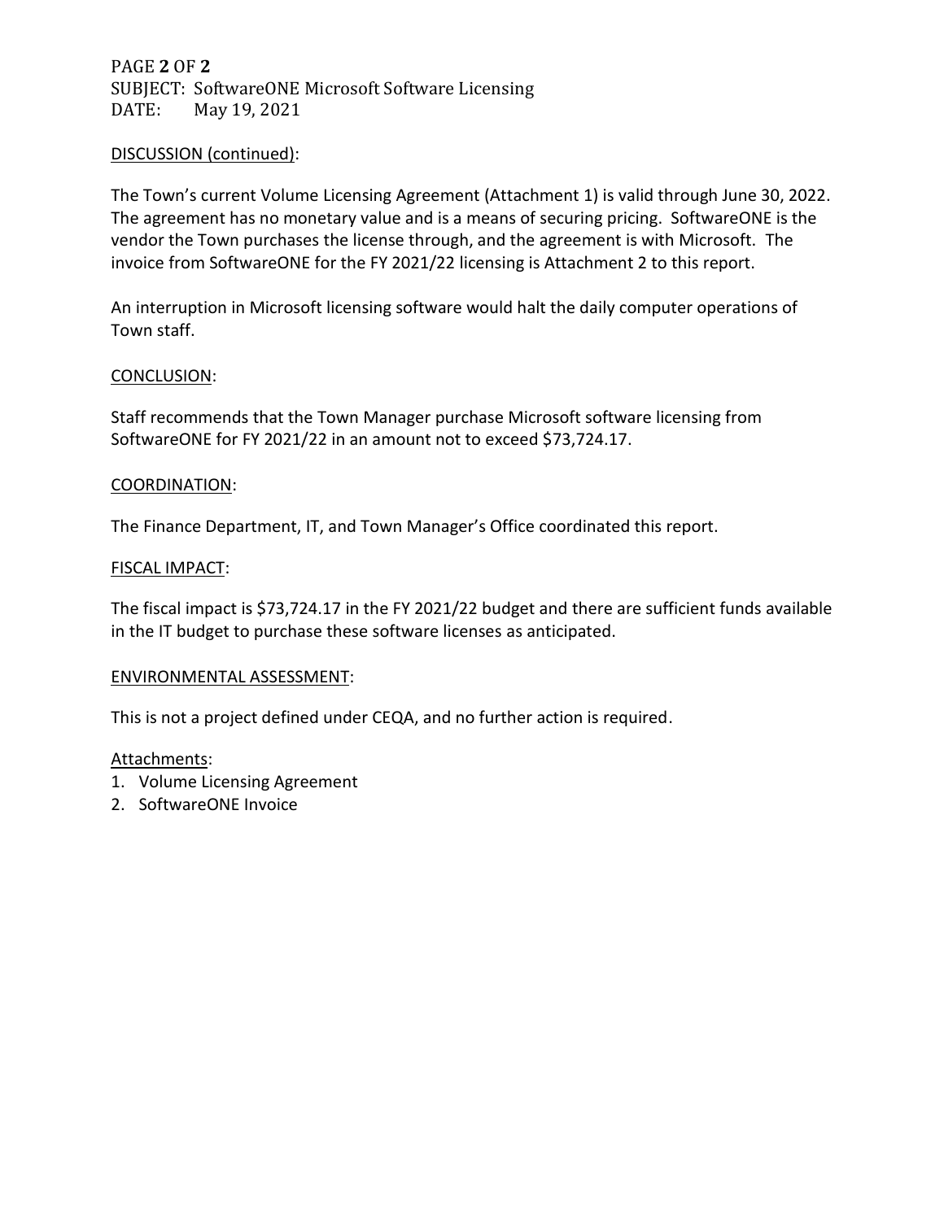SUBJECT: SoftwareONE Microsoft Software Licensing
DATE: May 19, 2021

<u>DISCUSSION (continued)</u>:

The Town's current Volume Licensing Agreement (Attachment 1) is valid through June 30, 2022. The agreement has no monetary value and is a means of securing pricing. SoftwareONE is the vendor the Town purchases the license through, and the agreement is with Microsoft. The invoice from SoftwareONE for the FY 2021/22 licensing is Attachment 2 to this report.

An interruption in Microsoft licensing software would halt the daily computer operations of Town staff.

<u>CONCLUSION</u>:

Staff recommends that the Town Manager purchase Microsoft software licensing from SoftwareONE for FY 2021/22 in an amount not to exceed $73,724.17.

<u>COORDINATION</u>:

The Finance Department, IT, and Town Manager's Office coordinated this report.

<u>FISCAL IMPACT</u>:

The fiscal impact is $73,724.17 in the FY 2021/22 budget and there are sufficient funds available in the IT budget to purchase these software licenses as anticipated.

<u>ENVIRONMENTAL ASSESSMENT</u>:

This is not a project defined under CEQA, and no further action is required.

<u>Attachments</u>:
1. Volume Licensing Agreement
2. SoftwareONE Invoice